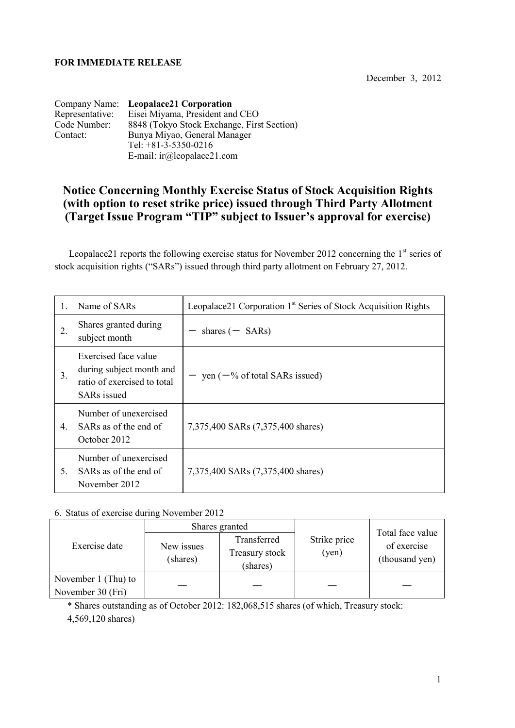**FOR IMMEDIATE RELEASE**

December 3, 2012

Company Name: **Leopalace21 Corporation**
Representative: Eisei Miyama, President and CEO
Code Number: 8848 (Tokyo Stock Exchange, First Section)
Contact: Bunya Miyao, General Manager
Tel: +81-3-5350-0216
E-mail: ir@leopalace21.com

# Notice Concerning Monthly Exercise Status of Stock Acquisition Rights (with option to reset strike price) issued through Third Party Allotment (Target Issue Program "TIP" subject to Issuer's approval for exercise)

Leopalace21 reports the following exercise status for November 2012 concerning the 1st series of stock acquisition rights ("SARs") issued through third party allotment on February 27, 2012.

| | | |
|---|---|---|
| 1. | Name of SARs | Leopalace21 Corporation 1st Series of Stock Acquisition Rights |
| 2. | Shares granted during subject month | ― shares (― SARs) |
| 3. | Exercised face value during subject month and ratio of exercised to total SARs issued | ― yen (―% of total SARs issued) |
| 4. | Number of unexercised SARs as of the end of October 2012 | 7,375,400 SARs (7,375,400 shares) |
| 5. | Number of unexercised SARs as of the end of November 2012 | 7,375,400 SARs (7,375,400 shares) |

6. Status of exercise during November 2012

| Exercise date | Shares granted | | Strike price (yen) | Total face value of exercise (thousand yen) |
|---|---|---|---|---|
| | New issues (shares) | Transferred Treasury stock (shares) | | |
| November 1 (Thu) to November 30 (Fri) | ― | ― | ― | ― |

\* Shares outstanding as of October 2012: 182,068,515 shares (of which, Treasury stock: 4,569,120 shares)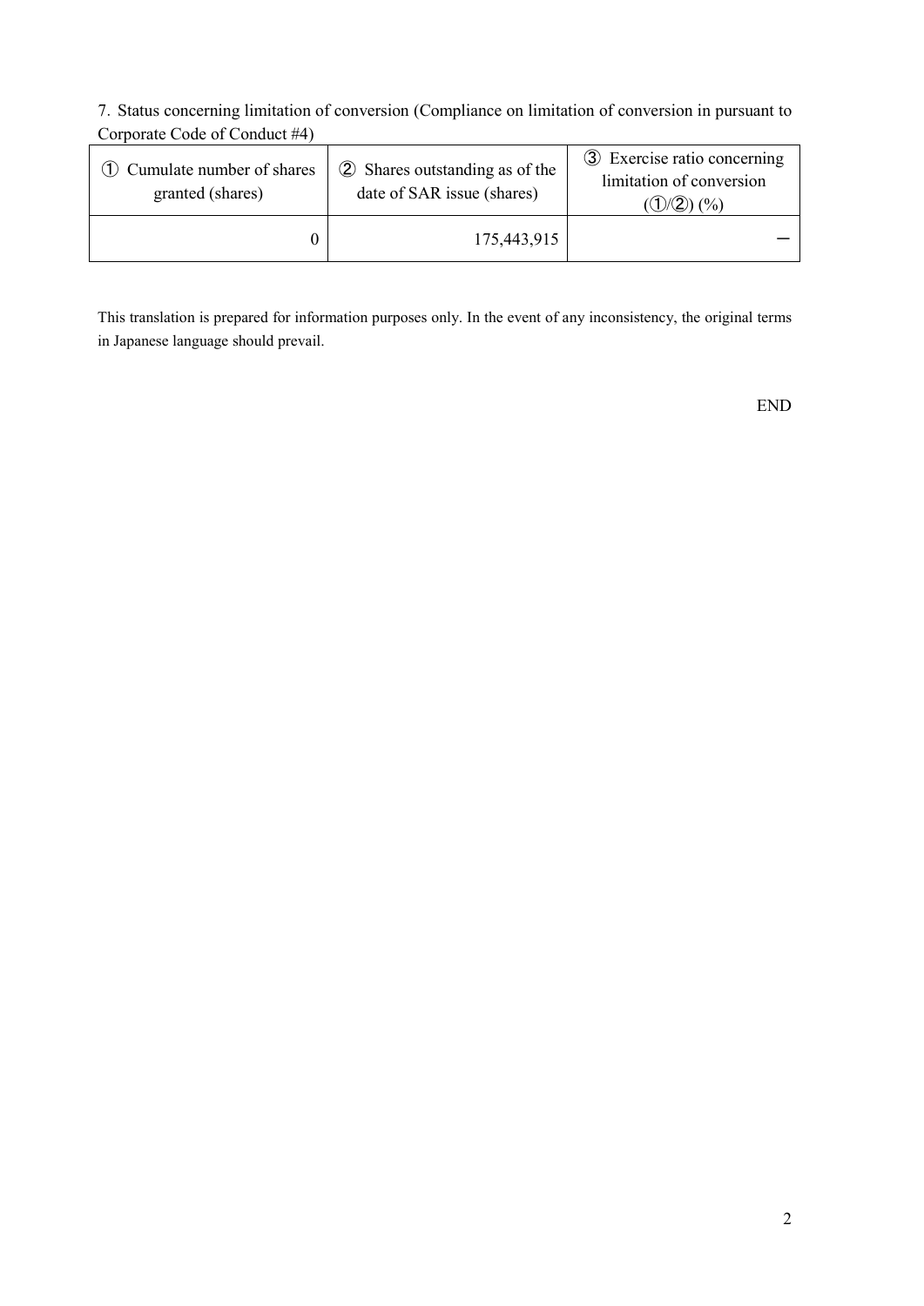7. Status concerning limitation of conversion (Compliance on limitation of conversion in pursuant to Corporate Code of Conduct #4)

| ① Cumulate number of shares granted (shares) | ② Shares outstanding as of the date of SAR issue (shares) | ③ Exercise ratio concerning limitation of conversion (①/②) (%) |
|---|---|---|
| 0 | 175,443,915 | ― |

This translation is prepared for information purposes only. In the event of any inconsistency, the original terms in Japanese language should prevail.

END